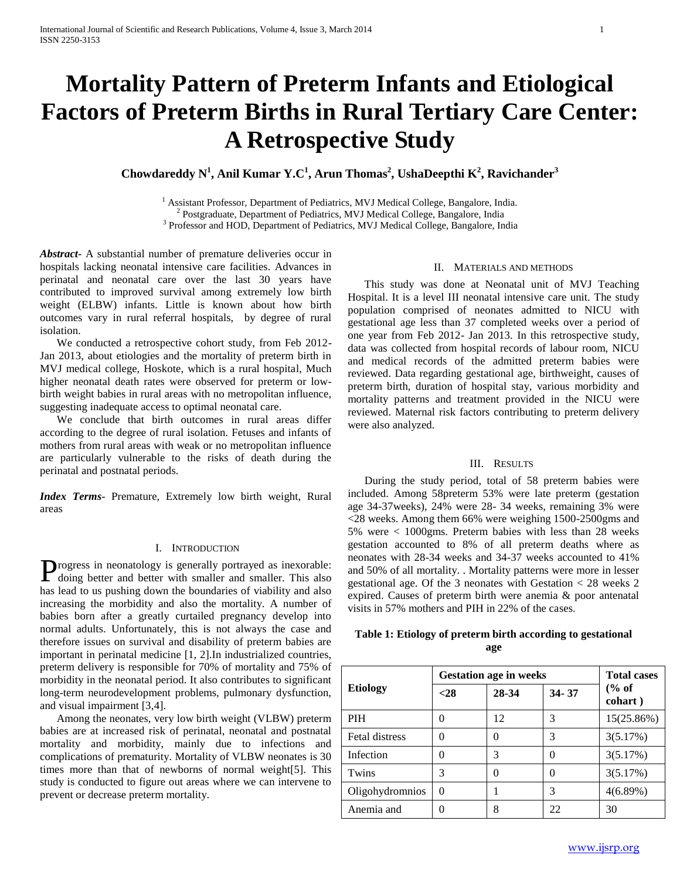# Mortality Pattern of Preterm Infants and Etiological Factors of Preterm Births in Rural Tertiary Care Center: A Retrospective Study

**Chowdareddy N[1], Anil Kumar Y.C[1], Arun Thomas[2], UshaDeepthi K[2], Ravichander[3]**

[1] Assistant Professor, Department of Pediatrics, MVJ Medical College, Bangalore, India.
[2] Postgraduate, Department of Pediatrics, MVJ Medical College, Bangalore, India
[3] Professor and HOD, Department of Pediatrics, MVJ Medical College, Bangalore, India

***Abstract*-** A substantial number of premature deliveries occur in hospitals lacking neonatal intensive care facilities. Advances in perinatal and neonatal care over the last 30 years have contributed to improved survival among extremely low birth weight (ELBW) infants. Little is known about how birth outcomes vary in rural referral hospitals, by degree of rural isolation.

We conducted a retrospective cohort study, from Feb 2012-Jan 2013, about etiologies and the mortality of preterm birth in MVJ medical college, Hoskote, which is a rural hospital, Much higher neonatal death rates were observed for preterm or low-birth weight babies in rural areas with no metropolitan influence, suggesting inadequate access to optimal neonatal care.

We conclude that birth outcomes in rural areas differ according to the degree of rural isolation. Fetuses and infants of mothers from rural areas with weak or no metropolitan influence are particularly vulnerable to the risks of death during the perinatal and postnatal periods.

***Index Terms*-** Premature, Extremely low birth weight, Rural areas

## I. Introduction

Progress in neonatology is generally portrayed as inexorable: doing better and better with smaller and smaller. This also has lead to us pushing down the boundaries of viability and also increasing the morbidity and also the mortality. A number of babies born after a greatly curtailed pregnancy develop into normal adults. Unfortunately, this is not always the case and therefore issues on survival and disability of preterm babies are important in perinatal medicine [1, 2].In industrialized countries, preterm delivery is responsible for 70% of mortality and 75% of morbidity in the neonatal period. It also contributes to significant long-term neurodevelopment problems, pulmonary dysfunction, and visual impairment [3,4].

Among the neonates, very low birth weight (VLBW) preterm babies are at increased risk of perinatal, neonatal and postnatal mortality and morbidity, mainly due to infections and complications of prematurity. Mortality of VLBW neonates is 30 times more than that of newborns of normal weight[5]. This study is conducted to figure out areas where we can intervene to prevent or decrease preterm mortality.

## II. Materials and Methods

This study was done at Neonatal unit of MVJ Teaching Hospital. It is a level III neonatal intensive care unit. The study population comprised of neonates admitted to NICU with gestational age less than 37 completed weeks over a period of one year from Feb 2012- Jan 2013. In this retrospective study, data was collected from hospital records of labour room, NICU and medical records of the admitted preterm babies were reviewed. Data regarding gestational age, birthweight, causes of preterm birth, duration of hospital stay, various morbidity and mortality patterns and treatment provided in the NICU were reviewed. Maternal risk factors contributing to preterm delivery were also analyzed.

## III. Results

During the study period, total of 58 preterm babies were included. Among 58preterm 53% were late preterm (gestation age 34-37weeks), 24% were 28- 34 weeks, remaining 3% were <28 weeks. Among them 66% were weighing 1500-2500gms and 5% were < 1000gms. Preterm babies with less than 28 weeks gestation accounted to 8% of all preterm deaths where as neonates with 28-34 weeks and 34-37 weeks accounted to 41% and 50% of all mortality. . Mortality patterns were more in lesser gestational age. Of the 3 neonates with Gestation < 28 weeks 2 expired. Causes of preterm birth were anemia & poor antenatal visits in 57% mothers and PIH in 22% of the cases.

**Table 1: Etiology of preterm birth according to gestational age**

| Etiology | Gestation age in weeks | | | Total cases (% of cohart ) |
|---|---|---|---|---|
| | <28 | 28-34 | 34- 37 | |
| PIH | 0 | 12 | 3 | 15(25.86%) |
| Fetal distress | 0 | 0 | 3 | 3(5.17%) |
| Infection | 0 | 3 | 0 | 3(5.17%) |
| Twins | 3 | 0 | 0 | 3(5.17%) |
| Oligohydromnios | 0 | 1 | 3 | 4(6.89%) |
| Anemia and | 0 | 8 | 22 | 30 |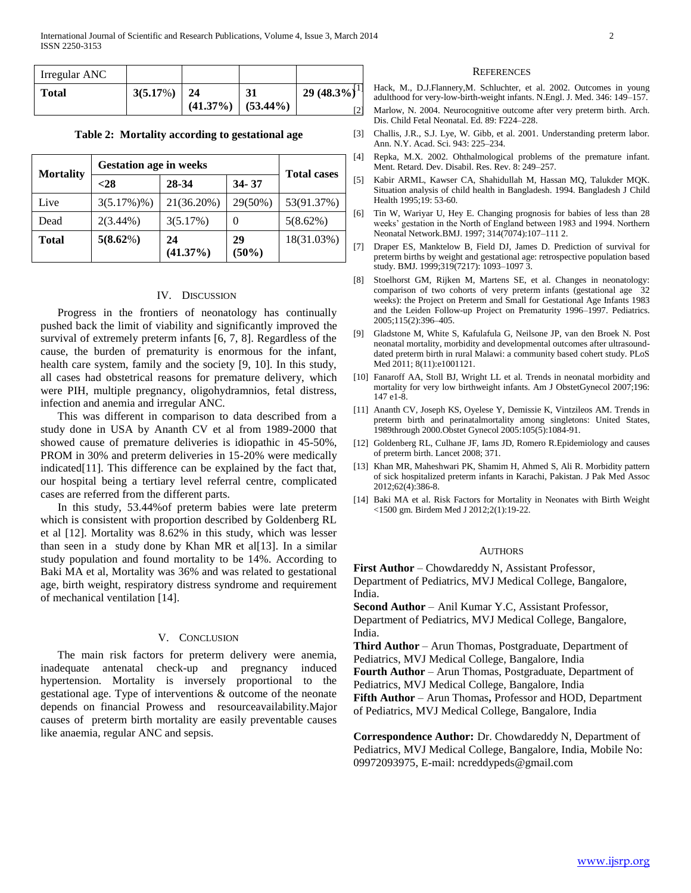| Irregular ANC | | | | |
|---|---|---|---|---|
| **Total** | **3(5.17%)** | **24 (41.37%)** | **31 (53.44%)** | **29 (48.3%)** |

**Table 2: Mortality according to gestational age**

| Mortality | Gestation age in weeks | | | Total cases |
|---|---|---|---|---|
| | **<28** | **28-34** | **34- 37** | |
| Live | 3(5.17%)%) | 21(36.20%) | 29(50%) | 53(91.37%) |
| Dead | 2(3.44%) | 3(5.17%) | 0 | 5(8.62%) |
| **Total** | **5(8.62%)** | **24 (41.37%)** | **29 (50%)** | 18(31.03%) |

## IV. Discussion

Progress in the frontiers of neonatology has continually pushed back the limit of viability and significantly improved the survival of extremely preterm infants [6, 7, 8]. Regardless of the cause, the burden of prematurity is enormous for the infant, health care system, family and the society [9, 10]. In this study, all cases had obstetrical reasons for premature delivery, which were PIH, multiple pregnancy, oligohydramnios, fetal distress, infection and anemia and irregular ANC.

This was different in comparison to data described from a study done in USA by Ananth CV et al from 1989-2000 that showed cause of premature deliveries is idiopathic in 45-50%, PROM in 30% and preterm deliveries in 15-20% were medically indicated[11]. This difference can be explained by the fact that, our hospital being a tertiary level referral centre, complicated cases are referred from the different parts.

In this study, 53.44%of preterm babies were late preterm which is consistent with proportion described by Goldenberg RL et al [12]. Mortality was 8.62% in this study, which was lesser than seen in a study done by Khan MR et al[13]. In a similar study population and found mortality to be 14%. According to Baki MA et al, Mortality was 36% and was related to gestational age, birth weight, respiratory distress syndrome and requirement of mechanical ventilation [14].

## V. Conclusion

The main risk factors for preterm delivery were anemia, inadequate antenatal check-up and pregnancy induced hypertension. Mortality is inversely proportional to the gestational age. Type of interventions & outcome of the neonate depends on financial Prowess and resourceavailability.Major causes of preterm birth mortality are easily preventable causes like anaemia, regular ANC and sepsis.

## References

[1] Hack, M., D.J.Flannery,M. Schluchter, et al. 2002. Outcomes in young adulthood for very-low-birth-weight infants. N.Engl. J. Med. 346: 149–157.

[2] Marlow, N. 2004. Neurocognitive outcome after very preterm birth. Arch. Dis. Child Fetal Neonatal. Ed. 89: F224–228.

[3] Challis, J.R., S.J. Lye, W. Gibb, et al. 2001. Understanding preterm labor. Ann. N.Y. Acad. Sci. 943: 225–234.

[4] Repka, M.X. 2002. Ohthalmological problems of the premature infant. Ment. Retard. Dev. Disabil. Res. Rev. 8: 249–257.

[5] Kabir ARML, Kawser CA, Shahidullah M, Hassan MQ, Talukder MQK. Situation analysis of child health in Bangladesh. 1994. Bangladesh J Child Health 1995;19: 53-60.

[6] Tin W, Wariyar U, Hey E. Changing prognosis for babies of less than 28 weeks' gestation in the North of England between 1983 and 1994. Northern Neonatal Network.BMJ. 1997; 314(7074):107–111 2.

[7] Draper ES, Manktelow B, Field DJ, James D. Prediction of survival for preterm births by weight and gestational age: retrospective population based study. BMJ. 1999;319(7217): 1093–1097 3.

[8] Stoelhorst GM, Rijken M, Martens SE, et al. Changes in neonatology: comparison of two cohorts of very preterm infants (gestational age 32 weeks): the Project on Preterm and Small for Gestational Age Infants 1983 and the Leiden Follow-up Project on Prematurity 1996–1997. Pediatrics. 2005;115(2):396–405.

[9] Gladstone M, White S, Kafulafula G, Neilsone JP, van den Broek N. Post neonatal mortality, morbidity and developmental outcomes after ultrasound-dated preterm birth in rural Malawi: a community based cohert study. PLoS Med 2011; 8(11):e1001121.

[10] Fanaroff AA, Stoll BJ, Wright LL et al. Trends in neonatal morbidity and mortality for very low birthweight infants. Am J ObstetGynecol 2007;196: 147 e1-8.

[11] Ananth CV, Joseph KS, Oyelese Y, Demissie K, Vintzileos AM. Trends in preterm birth and perinatalmortality among singletons: United States, 1989through 2000.Obstet Gynecol 2005:105(5):1084-91.

[12] Goldenberg RL, Culhane JF, Iams JD, Romero R.Epidemiology and causes of preterm birth. Lancet 2008; 371.

[13] Khan MR, Maheshwari PK, Shamim H, Ahmed S, Ali R. Morbidity pattern of sick hospitalized preterm infants in Karachi, Pakistan. J Pak Med Assoc 2012;62(4):386-8.

[14] Baki MA et al. Risk Factors for Mortality in Neonates with Birth Weight <1500 gm. Birdem Med J 2012;2(1):19-22.

## Authors

**First Author** – Chowdareddy N, Assistant Professor, Department of Pediatrics, MVJ Medical College, Bangalore, India.

**Second Author** – Anil Kumar Y.C, Assistant Professor, Department of Pediatrics, MVJ Medical College, Bangalore, India.

**Third Author** – Arun Thomas, Postgraduate, Department of Pediatrics, MVJ Medical College, Bangalore, India

**Fourth Author** – Arun Thomas, Postgraduate, Department of Pediatrics, MVJ Medical College, Bangalore, India

**Fifth Author** – Arun Thomas**,** Professor and HOD, Department of Pediatrics, MVJ Medical College, Bangalore, India

**Correspondence Author:** Dr. Chowdareddy N, Department of Pediatrics, MVJ Medical College, Bangalore, India, Mobile No: 09972093975, E-mail: ncreddypeds@gmail.com